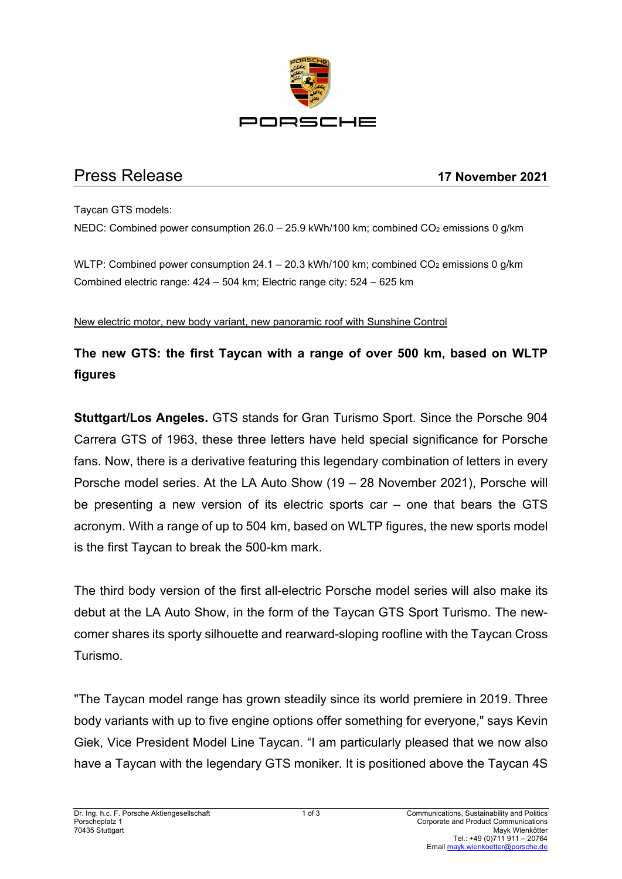# Press Release

**17 November 2021**

Taycan GTS models:
NEDC: Combined power consumption 26.0 – 25.9 kWh/100 km; combined $CO_2$ emissions 0 g/km

WLTP: Combined power consumption 24.1 – 20.3 kWh/100 km; combined $CO_2$ emissions 0 g/km
Combined electric range: 424 – 504 km; Electric range city: 524 – 625 km

New electric motor, new body variant, new panoramic roof with Sunshine Control

## The new GTS: the first Taycan with a range of over 500 km, based on WLTP figures

**Stuttgart/Los Angeles.** GTS stands for Gran Turismo Sport. Since the Porsche 904 Carrera GTS of 1963, these three letters have held special significance for Porsche fans. Now, there is a derivative featuring this legendary combination of letters in every Porsche model series. At the LA Auto Show (19 – 28 November 2021), Porsche will be presenting a new version of its electric sports car – one that bears the GTS acronym. With a range of up to 504 km, based on WLTP figures, the new sports model is the first Taycan to break the 500-km mark.

The third body version of the first all-electric Porsche model series will also make its debut at the LA Auto Show, in the form of the Taycan GTS Sport Turismo. The newcomer shares its sporty silhouette and rearward-sloping roofline with the Taycan Cross Turismo.

"The Taycan model range has grown steadily since its world premiere in 2019. Three body variants with up to five engine options offer something for everyone," says Kevin Giek, Vice President Model Line Taycan. "I am particularly pleased that we now also have a Taycan with the legendary GTS moniker. It is positioned above the Taycan 4S

Dr. Ing. h.c. F. Porsche Aktiengesellschaft
Porscheplatz 1
70435 Stuttgart

Communications, Sustainability and Politics
Corporate and Product Communications
Mayk Wienkötter
Tel.: +49 (0)711 911 – 20764
Email mayk.wienkoetter@porsche.de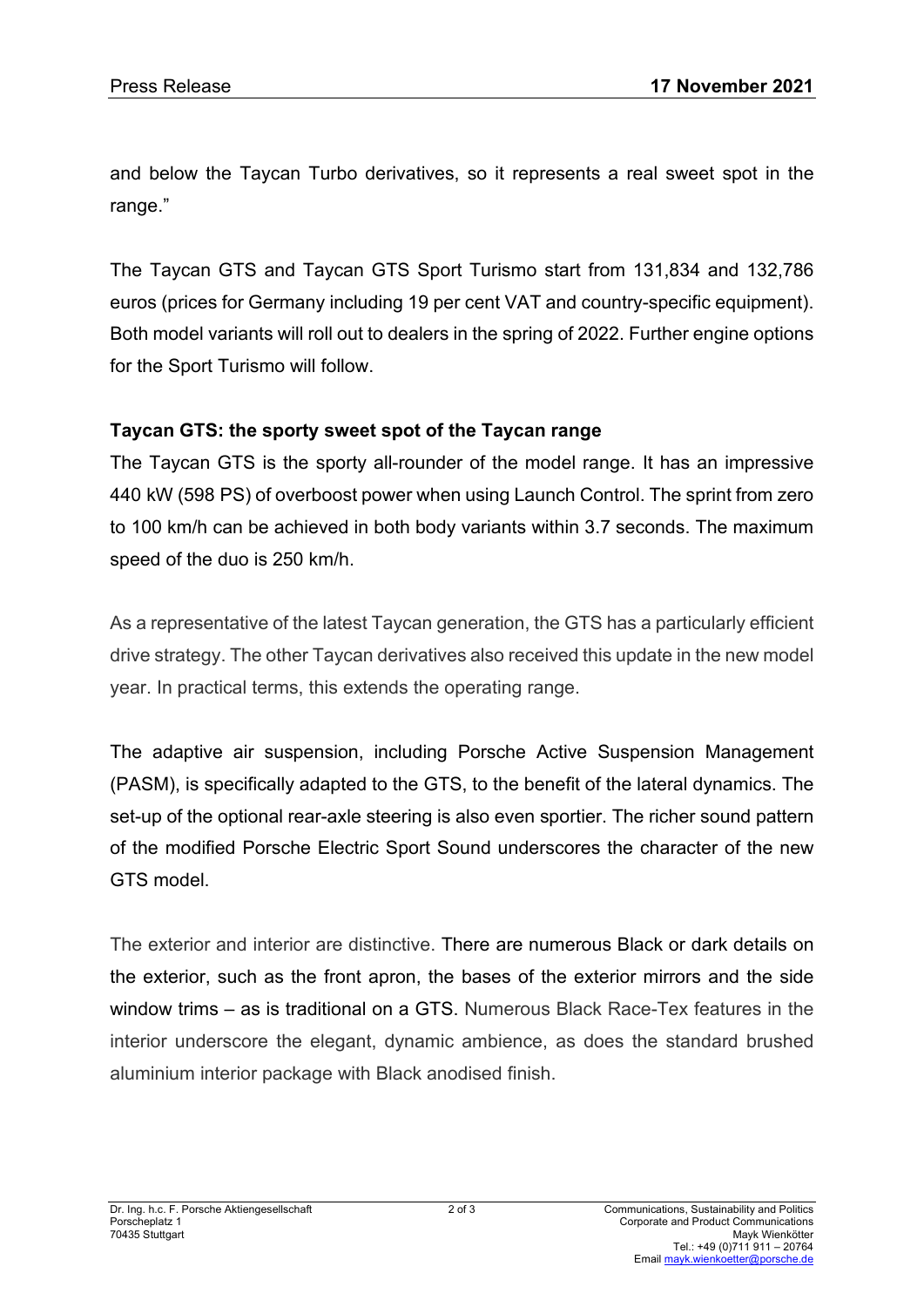and below the Taycan Turbo derivatives, so it represents a real sweet spot in the range."

The Taycan GTS and Taycan GTS Sport Turismo start from 131,834 and 132,786 euros (prices for Germany including 19 per cent VAT and country-specific equipment). Both model variants will roll out to dealers in the spring of 2022. Further engine options for the Sport Turismo will follow.

**Taycan GTS: the sporty sweet spot of the Taycan range**

The Taycan GTS is the sporty all-rounder of the model range. It has an impressive 440 kW (598 PS) of overboost power when using Launch Control. The sprint from zero to 100 km/h can be achieved in both body variants within 3.7 seconds. The maximum speed of the duo is 250 km/h.

As a representative of the latest Taycan generation, the GTS has a particularly efficient drive strategy. The other Taycan derivatives also received this update in the new model year. In practical terms, this extends the operating range.

The adaptive air suspension, including Porsche Active Suspension Management (PASM), is specifically adapted to the GTS, to the benefit of the lateral dynamics. The set-up of the optional rear-axle steering is also even sportier. The richer sound pattern of the modified Porsche Electric Sport Sound underscores the character of the new GTS model.

The exterior and interior are distinctive. There are numerous Black or dark details on the exterior, such as the front apron, the bases of the exterior mirrors and the side window trims – as is traditional on a GTS. Numerous Black Race-Tex features in the interior underscore the elegant, dynamic ambience, as does the standard brushed aluminium interior package with Black anodised finish.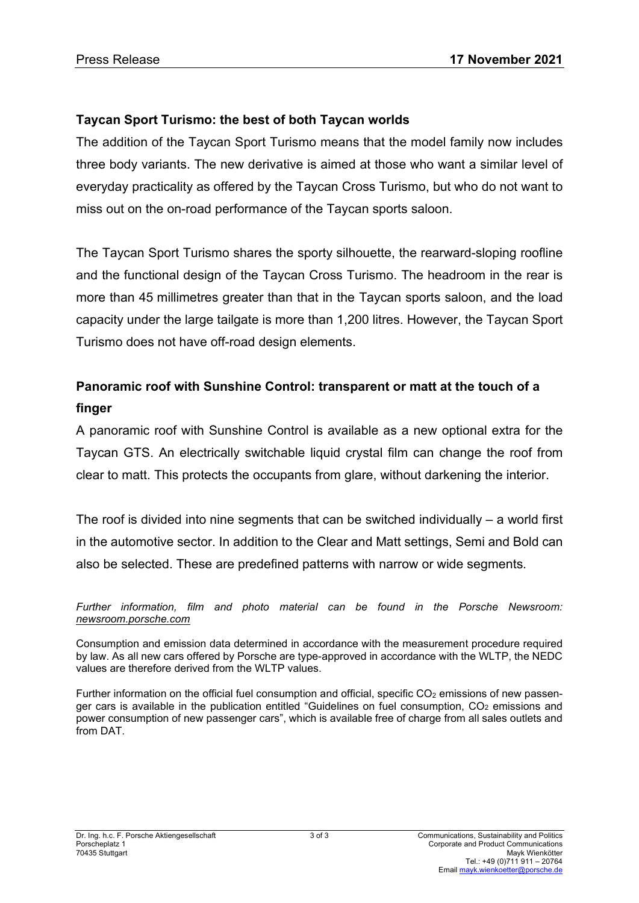## Taycan Sport Turismo: the best of both Taycan worlds

The addition of the Taycan Sport Turismo means that the model family now includes three body variants. The new derivative is aimed at those who want a similar level of everyday practicality as offered by the Taycan Cross Turismo, but who do not want to miss out on the on-road performance of the Taycan sports saloon.

The Taycan Sport Turismo shares the sporty silhouette, the rearward-sloping roofline and the functional design of the Taycan Cross Turismo. The headroom in the rear is more than 45 millimetres greater than that in the Taycan sports saloon, and the load capacity under the large tailgate is more than 1,200 litres. However, the Taycan Sport Turismo does not have off-road design elements.

## Panoramic roof with Sunshine Control: transparent or matt at the touch of a finger

A panoramic roof with Sunshine Control is available as a new optional extra for the Taycan GTS. An electrically switchable liquid crystal film can change the roof from clear to matt. This protects the occupants from glare, without darkening the interior.

The roof is divided into nine segments that can be switched individually – a world first in the automotive sector. In addition to the Clear and Matt settings, Semi and Bold can also be selected. These are predefined patterns with narrow or wide segments.

*Further information, film and photo material can be found in the Porsche Newsroom: newsroom.porsche.com*

Consumption and emission data determined in accordance with the measurement procedure required by law. As all new cars offered by Porsche are type-approved in accordance with the WLTP, the NEDC values are therefore derived from the WLTP values.

Further information on the official fuel consumption and official, specific $CO_2$ emissions of new passenger cars is available in the publication entitled "Guidelines on fuel consumption, $CO_2$ emissions and power consumption of new passenger cars", which is available free of charge from all sales outlets and from DAT.